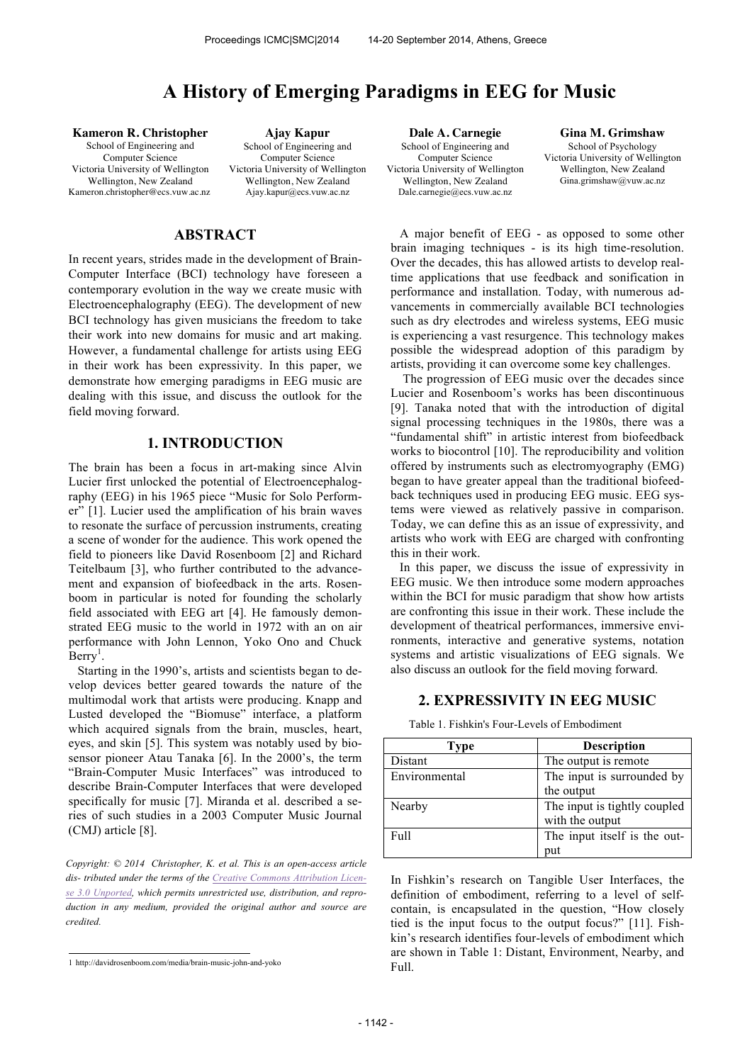# A History of Emerging Paradigms in EEG for Music

**Kameron R. Christopher**
School of Engineering and Computer Science
Victoria University of Wellington
Wellington, New Zealand
Kameron.christopher@ecs.vuw.ac.nz

**Ajay Kapur**
School of Engineering and Computer Science
Victoria University of Wellington
Wellington, New Zealand
Ajay.kapur@ecs.vuw.ac.nz

**Dale A. Carnegie**
School of Engineering and Computer Science
Victoria University of Wellington
Wellington, New Zealand
Dale.carnegie@ecs.vuw.ac.nz

**Gina M. Grimshaw**
School of Psychology
Victoria University of Wellington
Wellington, New Zealand
Gina.grimshaw@vuw.ac.nz

## ABSTRACT

In recent years, strides made in the development of Brain-Computer Interface (BCI) technology have foreseen a contemporary evolution in the way we create music with Electroencephalography (EEG). The development of new BCI technology has given musicians the freedom to take their work into new domains for music and art making. However, a fundamental challenge for artists using EEG in their work has been expressivity. In this paper, we demonstrate how emerging paradigms in EEG music are dealing with this issue, and discuss the outlook for the field moving forward.

## 1. INTRODUCTION

The brain has been a focus in art-making since Alvin Lucier first unlocked the potential of Electroencephalography (EEG) in his 1965 piece "Music for Solo Performer" [1]. Lucier used the amplification of his brain waves to resonate the surface of percussion instruments, creating a scene of wonder for the audience. This work opened the field to pioneers like David Rosenboom [2] and Richard Teitelbaum [3], who further contributed to the advancement and expansion of biofeedback in the arts. Rosenboom in particular is noted for founding the scholarly field associated with EEG art [4]. He famously demonstrated EEG music to the world in 1972 with an on air performance with John Lennon, Yoko Ono and Chuck Berry[1].

Starting in the 1990's, artists and scientists began to develop devices better geared towards the nature of the multimodal work that artists were producing. Knapp and Lusted developed the "Biomuse" interface, a platform which acquired signals from the brain, muscles, heart, eyes, and skin [5]. This system was notably used by biosensor pioneer Atau Tanaka [6]. In the 2000's, the term "Brain-Computer Music Interfaces" was introduced to describe Brain-Computer Interfaces that were developed specifically for music [7]. Miranda et al. described a series of such studies in a 2003 Computer Music Journal (CMJ) article [8].

*Copyright: © 2014 Christopher, K. et al. This is an open-access article distributed under the terms of the Creative Commons Attribution License 3.0 Unported, which permits unrestricted use, distribution, and reproduction in any medium, provided the original author and source are credited.*

A major benefit of EEG - as opposed to some other brain imaging techniques - is its high time-resolution. Over the decades, this has allowed artists to develop real-time applications that use feedback and sonification in performance and installation. Today, with numerous advancements in commercially available BCI technologies such as dry electrodes and wireless systems, EEG music is experiencing a vast resurgence. This technology makes possible the widespread adoption of this paradigm by artists, providing it can overcome some key challenges.

The progression of EEG music over the decades since Lucier and Rosenboom's works has been discontinuous [9]. Tanaka noted that with the introduction of digital signal processing techniques in the 1980s, there was a "fundamental shift" in artistic interest from biofeedback works to biocontrol [10]. The reproducibility and volition offered by instruments such as electromyography (EMG) began to have greater appeal than the traditional biofeedback techniques used in producing EEG music. EEG systems were viewed as relatively passive in comparison. Today, we can define this as an issue of expressivity, and artists who work with EEG are charged with confronting this in their work.

In this paper, we discuss the issue of expressivity in EEG music. We then introduce some modern approaches within the BCI for music paradigm that show how artists are confronting this issue in their work. These include the development of theatrical performances, immersive environments, interactive and generative systems, notation systems and artistic visualizations of EEG signals. We also discuss an outlook for the field moving forward.

## 2. EXPRESSIVITY IN EEG MUSIC

Table 1. Fishkin's Four-Levels of Embodiment

| Type | Description |
| --- | --- |
| Distant | The output is remote |
| Environmental | The input is surrounded by the output |
| Nearby | The input is tightly coupled with the output |
| Full | The input itself is the output |

In Fishkin's research on Tangible User Interfaces, the definition of embodiment, referring to a level of self-contain, is encapsulated in the question, "How closely tied is the input focus to the output focus?" [11]. Fishkin's research identifies four-levels of embodiment which are shown in Table 1: Distant, Environment, Nearby, and Full.

[1] http://davidrosenboom.com/media/brain-music-john-and-yoko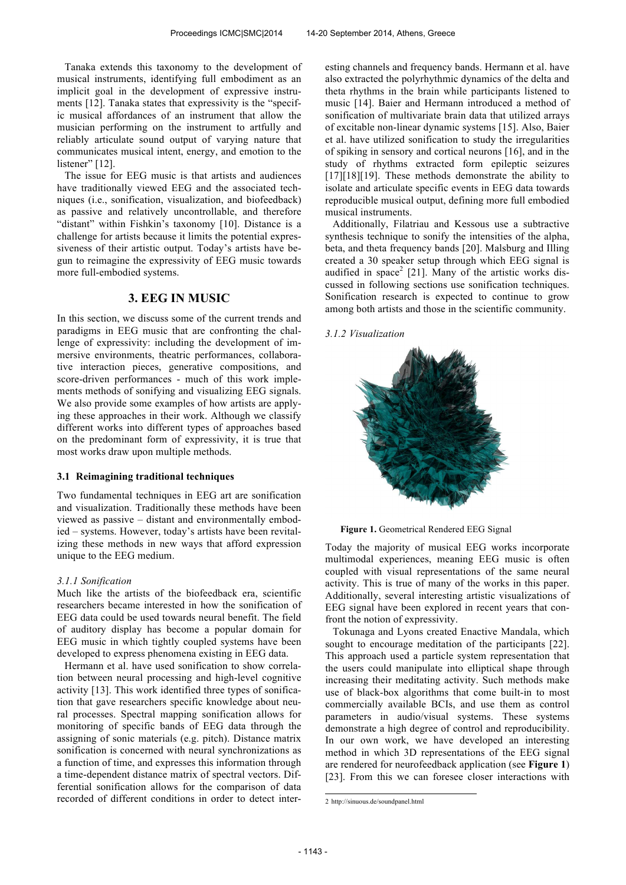Tanaka extends this taxonomy to the development of musical instruments, identifying full embodiment as an implicit goal in the development of expressive instruments [12]. Tanaka states that expressivity is the "specific musical affordances of an instrument that allow the musician performing on the instrument to artfully and reliably articulate sound output of varying nature that communicates musical intent, energy, and emotion to the listener" [12].

The issue for EEG music is that artists and audiences have traditionally viewed EEG and the associated techniques (i.e., sonification, visualization, and biofeedback) as passive and relatively uncontrollable, and therefore "distant" within Fishkin's taxonomy [10]. Distance is a challenge for artists because it limits the potential expressiveness of their artistic output. Today's artists have begun to reimagine the expressivity of EEG music towards more full-embodied systems.

## 3. EEG IN MUSIC

In this section, we discuss some of the current trends and paradigms in EEG music that are confronting the challenge of expressivity: including the development of immersive environments, theatric performances, collaborative interaction pieces, generative compositions, and score-driven performances - much of this work implements methods of sonifying and visualizing EEG signals. We also provide some examples of how artists are applying these approaches in their work. Although we classify different works into different types of approaches based on the predominant form of expressivity, it is true that most works draw upon multiple methods.

### 3.1 Reimagining traditional techniques

Two fundamental techniques in EEG art are sonification and visualization. Traditionally these methods have been viewed as passive – distant and environmentally embodied – systems. However, today's artists have been revitalizing these methods in new ways that afford expression unique to the EEG medium.

#### *3.1.1 Sonification*

Much like the artists of the biofeedback era, scientific researchers became interested in how the sonification of EEG data could be used towards neural benefit. The field of auditory display has become a popular domain for EEG music in which tightly coupled systems have been developed to express phenomena existing in EEG data.

Hermann et al. have used sonification to show correlation between neural processing and high-level cognitive activity [13]. This work identified three types of sonification that gave researchers specific knowledge about neural processes. Spectral mapping sonification allows for monitoring of specific bands of EEG data through the assigning of sonic materials (e.g. pitch). Distance matrix sonification is concerned with neural synchronizations as a function of time, and expresses this information through a time-dependent distance matrix of spectral vectors. Differential sonification allows for the comparison of data recorded of different conditions in order to detect interesting channels and frequency bands. Hermann et al. have also extracted the polyrhythmic dynamics of the delta and theta rhythms in the brain while participants listened to music [14]. Baier and Hermann introduced a method of sonification of multivariate brain data that utilized arrays of excitable non-linear dynamic systems [15]. Also, Baier et al. have utilized sonification to study the irregularities of spiking in sensory and cortical neurons [16], and in the study of rhythms extracted form epileptic seizures [17][18][19]. These methods demonstrate the ability to isolate and articulate specific events in EEG data towards reproducible musical output, defining more full embodied musical instruments.

Additionally, Filatriau and Kessous use a subtractive synthesis technique to sonify the intensities of the alpha, beta, and theta frequency bands [20]. Malsburg and Illing created a 30 speaker setup through which EEG signal is audified in space[2] [21]. Many of the artistic works discussed in following sections use sonification techniques. Sonification research is expected to continue to grow among both artists and those in the scientific community.

#### *3.1.2 Visualization*

**Figure 1.** Geometrical Rendered EEG Signal

Today the majority of musical EEG works incorporate multimodal experiences, meaning EEG music is often coupled with visual representations of the same neural activity. This is true of many of the works in this paper. Additionally, several interesting artistic visualizations of EEG signal have been explored in recent years that confront the notion of expressivity.

Tokunaga and Lyons created Enactive Mandala, which sought to encourage meditation of the participants [22]. This approach used a particle system representation that the users could manipulate into elliptical shape through increasing their meditating activity. Such methods make use of black-box algorithms that come built-in to most commercially available BCIs, and use them as control parameters in audio/visual systems. These systems demonstrate a high degree of control and reproducibility. In our own work, we have developed an interesting method in which 3D representations of the EEG signal are rendered for neurofeedback application (see **Figure 1**) [23]. From this we can foresee closer interactions with

2 http://sinuous.de/soundpanel.html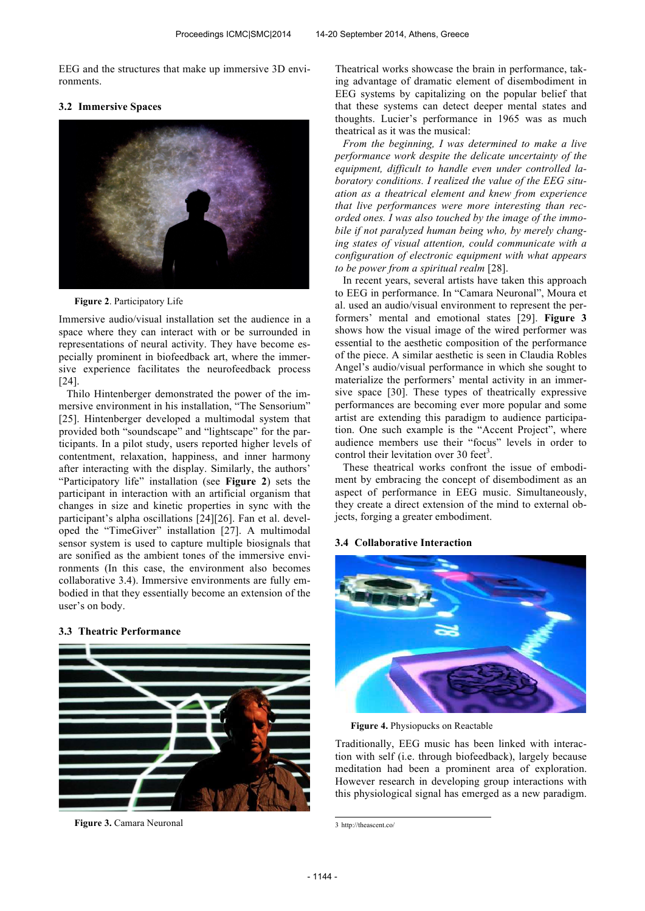EEG and the structures that make up immersive 3D environments.

### 3.2 Immersive Spaces

**Figure 2**. Participatory Life

Immersive audio/visual installation set the audience in a space where they can interact with or be surrounded in representations of neural activity. They have become especially prominent in biofeedback art, where the immersive experience facilitates the neurofeedback process [24].

Thilo Hintenberger demonstrated the power of the immersive environment in his installation, "The Sensorium" [25]. Hintenberger developed a multimodal system that provided both "soundscape" and "lightscape" for the participants. In a pilot study, users reported higher levels of contentment, relaxation, happiness, and inner harmony after interacting with the display. Similarly, the authors' "Participatory life" installation (see **Figure 2**) sets the participant in interaction with an artificial organism that changes in size and kinetic properties in sync with the participant's alpha oscillations [24][26]. Fan et al. developed the "TimeGiver" installation [27]. A multimodal sensor system is used to capture multiple biosignals that are sonified as the ambient tones of the immersive environments (In this case, the environment also becomes collaborative 3.4). Immersive environments are fully embodied in that they essentially become an extension of the user's on body.

### 3.3 Theatric Performance

**Figure 3.** Camara Neuronal

Theatrical works showcase the brain in performance, taking advantage of dramatic element of disembodiment in EEG systems by capitalizing on the popular belief that that these systems can detect deeper mental states and thoughts. Lucier's performance in 1965 was as much theatrical as it was the musical:

*From the beginning, I was determined to make a live performance work despite the delicate uncertainty of the equipment, difficult to handle even under controlled laboratory conditions. I realized the value of the EEG situation as a theatrical element and knew from experience that live performances were more interesting than recorded ones. I was also touched by the image of the immobile if not paralyzed human being who, by merely changing states of visual attention, could communicate with a configuration of electronic equipment with what appears to be power from a spiritual realm* [28].

In recent years, several artists have taken this approach to EEG in performance. In "Camara Neuronal", Moura et al. used an audio/visual environment to represent the performers' mental and emotional states [29]. **Figure 3** shows how the visual image of the wired performer was essential to the aesthetic composition of the performance of the piece. A similar aesthetic is seen in Claudia Robles Angel's audio/visual performance in which she sought to materialize the performers' mental activity in an immersive space [30]. These types of theatrically expressive performances are becoming ever more popular and some artist are extending this paradigm to audience participation. One such example is the "Accent Project", where audience members use their "focus" levels in order to control their levitation over 30 feet[3].

These theatrical works confront the issue of embodiment by embracing the concept of disembodiment as an aspect of performance in EEG music. Simultaneously, they create a direct extension of the mind to external objects, forging a greater embodiment.

### 3.4 Collaborative Interaction

**Figure 4.** Physiopucks on Reactable

Traditionally, EEG music has been linked with interaction with self (i.e. through biofeedback), largely because meditation had been a prominent area of exploration. However research in developing group interactions with this physiological signal has emerged as a new paradigm.

3 http://theascent.co/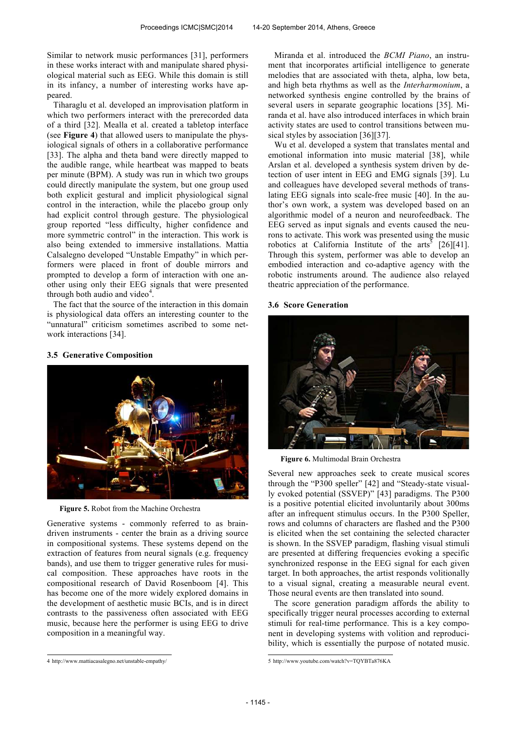Similar to network music performances [31], performers in these works interact with and manipulate shared physiological material such as EEG. While this domain is still in its infancy, a number of interesting works have appeared.

Tiharaglu et al. developed an improvisation platform in which two performers interact with the prerecorded data of a third [32]. Mealla et al. created a tabletop interface (see **Figure 4**) that allowed users to manipulate the physiological signals of others in a collaborative performance [33]. The alpha and theta band were directly mapped to the audible range, while heartbeat was mapped to beats per minute (BPM). A study was run in which two groups could directly manipulate the system, but one group used both explicit gestural and implicit physiological signal control in the interaction, while the placebo group only had explicit control through gesture. The physiological group reported "less difficulty, higher confidence and more symmetric control" in the interaction. This work is also being extended to immersive installations. Mattia Calsalegno developed "Unstable Empathy" in which performers were placed in front of double mirrors and prompted to develop a form of interaction with one another using only their EEG signals that were presented through both audio and video[4].

The fact that the source of the interaction in this domain is physiological data offers an interesting counter to the "unnatural" criticism sometimes ascribed to some network interactions [34].

### 3.5 Generative Composition

**Figure 5.** Robot from the Machine Orchestra

Generative systems - commonly referred to as brain-driven instruments - center the brain as a driving source in compositional systems. These systems depend on the extraction of features from neural signals (e.g. frequency bands), and use them to trigger generative rules for musical composition. These approaches have roots in the compositional research of David Rosenboom [4]. This has become one of the more widely explored domains in the development of aesthetic music BCIs, and is in direct contrasts to the passiveness often associated with EEG music, because here the performer is using EEG to drive composition in a meaningful way.

Miranda et al. introduced the *BCMI Piano*, an instrument that incorporates artificial intelligence to generate melodies that are associated with theta, alpha, low beta, and high beta rhythms as well as the *Interharmonium*, a networked synthesis engine controlled by the brains of several users in separate geographic locations [35]. Miranda et al. have also introduced interfaces in which brain activity states are used to control transitions between musical styles by association [36][37].

Wu et al. developed a system that translates mental and emotional information into music material [38], while Arslan et al. developed a synthesis system driven by detection of user intent in EEG and EMG signals [39]. Lu and colleagues have developed several methods of translating EEG signals into scale-free music [40]. In the author's own work, a system was developed based on an algorithmic model of a neuron and neurofeedback. The EEG served as input signals and events caused the neurons to activate. This work was presented using the music robotics at California Institute of the arts[5] [26][41]. Through this system, performer was able to develop an embodied interaction and co-adaptive agency with the robotic instruments around. The audience also relayed theatric appreciation of the performance.

### 3.6 Score Generation

**Figure 6.** Multimodal Brain Orchestra

Several new approaches seek to create musical scores through the "P300 speller" [42] and "Steady-state visually evoked potential (SSVEP)" [43] paradigms. The P300 is a positive potential elicited involuntarily about 300ms after an infrequent stimulus occurs. In the P300 Speller, rows and columns of characters are flashed and the P300 is elicited when the set containing the selected character is shown. In the SSVEP paradigm, flashing visual stimuli are presented at differing frequencies evoking a specific synchronized response in the EEG signal for each given target. In both approaches, the artist responds volitionally to a visual signal, creating a measurable neural event. Those neural events are then translated into sound.

The score generation paradigm affords the ability to specifically trigger neural processes according to external stimuli for real-time performance. This is a key component in developing systems with volition and reproducibility, which is essentially the purpose of notated music.

---

4 http://www.mattiacasalegno.net/unstable-empathy/

5 http://www.youtube.com/watch?v=TQYBTa876KA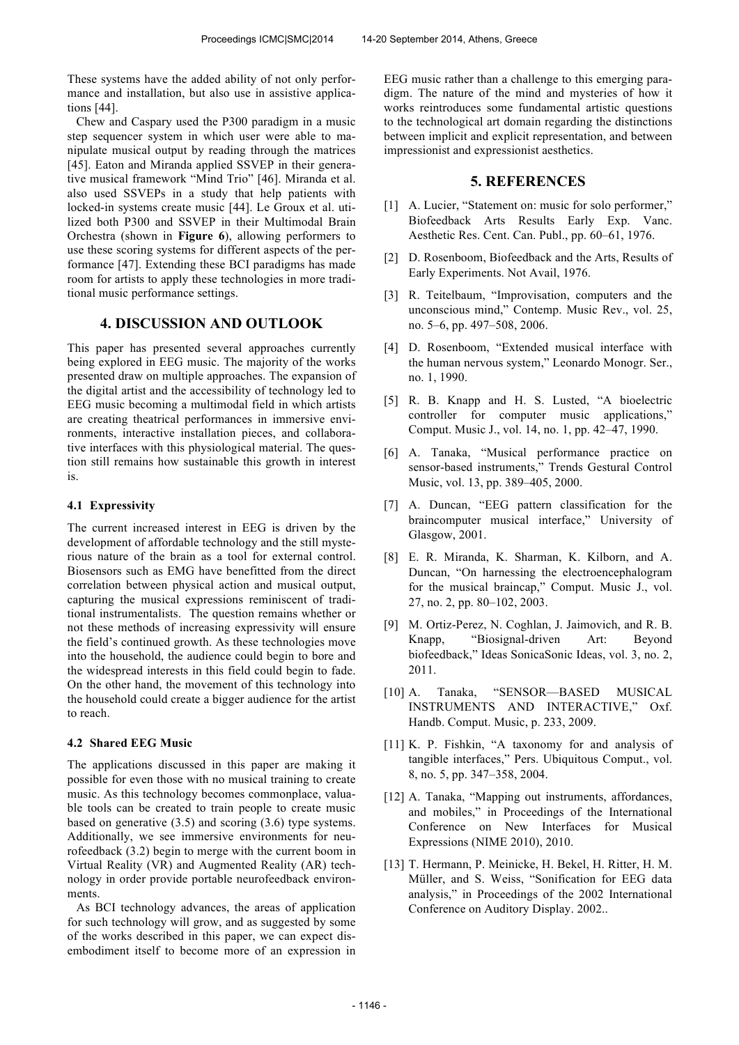These systems have the added ability of not only performance and installation, but also use in assistive applications [44].

Chew and Caspary used the P300 paradigm in a music step sequencer system in which user were able to manipulate musical output by reading through the matrices [45]. Eaton and Miranda applied SSVEP in their generative musical framework "Mind Trio" [46]. Miranda et al. also used SSVEPs in a study that help patients with locked-in systems create music [44]. Le Groux et al. utilized both P300 and SSVEP in their Multimodal Brain Orchestra (shown in **Figure 6**), allowing performers to use these scoring systems for different aspects of the performance [47]. Extending these BCI paradigms has made room for artists to apply these technologies in more traditional music performance settings.

## 4. DISCUSSION AND OUTLOOK

This paper has presented several approaches currently being explored in EEG music. The majority of the works presented draw on multiple approaches. The expansion of the digital artist and the accessibility of technology led to EEG music becoming a multimodal field in which artists are creating theatrical performances in immersive environments, interactive installation pieces, and collaborative interfaces with this physiological material. The question still remains how sustainable this growth in interest is.

### 4.1 Expressivity

The current increased interest in EEG is driven by the development of affordable technology and the still mysterious nature of the brain as a tool for external control. Biosensors such as EMG have benefitted from the direct correlation between physical action and musical output, capturing the musical expressions reminiscent of traditional instrumentalists. The question remains whether or not these methods of increasing expressivity will ensure the field's continued growth. As these technologies move into the household, the audience could begin to bore and the widespread interests in this field could begin to fade. On the other hand, the movement of this technology into the household could create a bigger audience for the artist to reach.

### 4.2 Shared EEG Music

The applications discussed in this paper are making it possible for even those with no musical training to create music. As this technology becomes commonplace, valuable tools can be created to train people to create music based on generative (3.5) and scoring (3.6) type systems. Additionally, we see immersive environments for neurofeedback (3.2) begin to merge with the current boom in Virtual Reality (VR) and Augmented Reality (AR) technology in order provide portable neurofeedback environments.

As BCI technology advances, the areas of application for such technology will grow, and as suggested by some of the works described in this paper, we can expect disembodiment itself to become more of an expression in EEG music rather than a challenge to this emerging paradigm. The nature of the mind and mysteries of how it works reintroduces some fundamental artistic questions to the technological art domain regarding the distinctions between implicit and explicit representation, and between impressionist and expressionist aesthetics.

## 5. REFERENCES

[1] A. Lucier, "Statement on: music for solo performer," Biofeedback Arts Results Early Exp. Vanc. Aesthetic Res. Cent. Can. Publ., pp. 60–61, 1976.

[2] D. Rosenboom, Biofeedback and the Arts, Results of Early Experiments. Not Avail, 1976.

[3] R. Teitelbaum, "Improvisation, computers and the unconscious mind," Contemp. Music Rev., vol. 25, no. 5–6, pp. 497–508, 2006.

[4] D. Rosenboom, "Extended musical interface with the human nervous system," Leonardo Monogr. Ser., no. 1, 1990.

[5] R. B. Knapp and H. S. Lusted, "A bioelectric controller for computer music applications," Comput. Music J., vol. 14, no. 1, pp. 42–47, 1990.

[6] A. Tanaka, "Musical performance practice on sensor-based instruments," Trends Gestural Control Music, vol. 13, pp. 389–405, 2000.

[7] A. Duncan, "EEG pattern classification for the braincomputer musical interface," University of Glasgow, 2001.

[8] E. R. Miranda, K. Sharman, K. Kilborn, and A. Duncan, "On harnessing the electroencephalogram for the musical braincap," Comput. Music J., vol. 27, no. 2, pp. 80–102, 2003.

[9] M. Ortiz-Perez, N. Coghlan, J. Jaimovich, and R. B. Knapp, "Biosignal-driven Art: Beyond biofeedback," Ideas SonicaSonic Ideas, vol. 3, no. 2, 2011.

[10] A. Tanaka, "SENSOR—BASED MUSICAL INSTRUMENTS AND INTERACTIVE," Oxf. Handb. Comput. Music, p. 233, 2009.

[11] K. P. Fishkin, "A taxonomy for and analysis of tangible interfaces," Pers. Ubiquitous Comput., vol. 8, no. 5, pp. 347–358, 2004.

[12] A. Tanaka, "Mapping out instruments, affordances, and mobiles," in Proceedings of the International Conference on New Interfaces for Musical Expressions (NIME 2010), 2010.

[13] T. Hermann, P. Meinicke, H. Bekel, H. Ritter, H. M. Müller, and S. Weiss, "Sonification for EEG data analysis," in Proceedings of the 2002 International Conference on Auditory Display. 2002..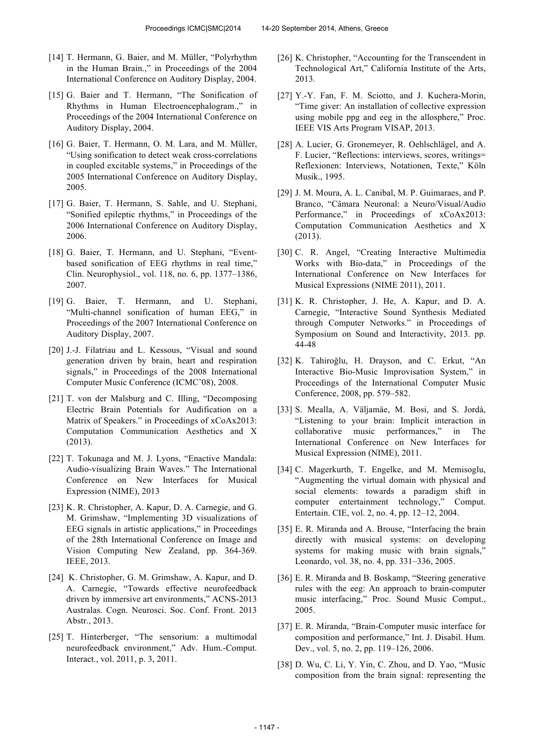[14] T. Hermann, G. Baier, and M. Müller, "Polyrhythm in the Human Brain.," in Proceedings of the 2004 International Conference on Auditory Display, 2004.

[15] G. Baier and T. Hermann, "The Sonification of Rhythms in Human Electroencephalogram.," in Proceedings of the 2004 International Conference on Auditory Display, 2004.

[16] G. Baier, T. Hermann, O. M. Lara, and M. Müller, "Using sonification to detect weak cross-correlations in coupled excitable systems," in Proceedings of the 2005 International Conference on Auditory Display, 2005.

[17] G. Baier, T. Hermann, S. Sahle, and U. Stephani, "Sonified epileptic rhythms," in Proceedings of the 2006 International Conference on Auditory Display, 2006.

[18] G. Baier, T. Hermann, and U. Stephani, "Event-based sonification of EEG rhythms in real time," Clin. Neurophysiol., vol. 118, no. 6, pp. 1377–1386, 2007.

[19] G. Baier, T. Hermann, and U. Stephani, "Multi-channel sonification of human EEG," in Proceedings of the 2007 International Conference on Auditory Display, 2007.

[20] J.-J. Filatriau and L. Kessous, "Visual and sound generation driven by brain, heart and respiration signals," in Proceedings of the 2008 International Computer Music Conference (ICMC'08), 2008.

[21] T. von der Malsburg and C. Illing, "Decomposing Electric Brain Potentials for Audification on a Matrix of Speakers." in Proceedings of xCoAx2013: Computation Communication Aesthetics and X (2013).

[22] T. Tokunaga and M. J. Lyons, "Enactive Mandala: Audio-visualizing Brain Waves." The International Conference on New Interfaces for Musical Expression (NIME), 2013

[23] K. R. Christopher, A. Kapur, D. A. Carnegie, and G. M. Grimshaw, "Implementing 3D visualizations of EEG signals in artistic applications," in Proceedings of the 28th International Conference on Image and Vision Computing New Zealand, pp. 364-369. IEEE, 2013.

[24] K. Christopher, G. M. Grimshaw, A. Kapur, and D. A. Carnegie, "Towards effective neurofeedback driven by immersive art environments," ACNS-2013 Australas. Cogn. Neurosci. Soc. Conf. Front. 2013 Abstr., 2013.

[25] T. Hinterberger, "The sensorium: a multimodal neurofeedback environment," Adv. Hum.-Comput. Interact., vol. 2011, p. 3, 2011.

[26] K. Christopher, "Accounting for the Transcendent in Technological Art," California Institute of the Arts, 2013.

[27] Y.-Y. Fan, F. M. Sciotto, and J. Kuchera-Morin, "Time giver: An installation of collective expression using mobile ppg and eeg in the allosphere," Proc. IEEE VIS Arts Program VISAP, 2013.

[28] A. Lucier, G. Gronemeyer, R. Oehlschlägel, and A. F. Lucier, "Reflections: interviews, scores, writings= Reflexionen: Interviews, Notationen, Texte," Köln Musik., 1995.

[29] J. M. Moura, A. L. Canibal, M. P. Guimaraes, and P. Branco, "Câmara Neuronal: a Neuro/Visual/Audio Performance," in Proceedings of xCoAx2013: Computation Communication Aesthetics and X (2013).

[30] C. R. Angel, "Creating Interactive Multimedia Works with Bio-data," in Proceedings of the International Conference on New Interfaces for Musical Expressions (NIME 2011), 2011.

[31] K. R. Christopher, J. He, A. Kapur, and D. A. Carnegie, "Interactive Sound Synthesis Mediated through Computer Networks." in Proceedings of Symposium on Sound and Interactivity, 2013. pp. 44-48

[32] K. Tahiroğlu, H. Drayson, and C. Erkut, "An Interactive Bio-Music Improvisation System," in Proceedings of the International Computer Music Conference, 2008, pp. 579–582.

[33] S. Mealla, A. Väljamäe, M. Bosi, and S. Jordà, "Listening to your brain: Implicit interaction in collaborative music performances," in The International Conference on New Interfaces for Musical Expression (NIME), 2011.

[34] C. Magerkurth, T. Engelke, and M. Memisoglu, "Augmenting the virtual domain with physical and social elements: towards a paradigm shift in computer entertainment technology," Comput. Entertain. CIE, vol. 2, no. 4, pp. 12–12, 2004.

[35] E. R. Miranda and A. Brouse, "Interfacing the brain directly with musical systems: on developing systems for making music with brain signals," Leonardo, vol. 38, no. 4, pp. 331–336, 2005.

[36] E. R. Miranda and B. Boskamp, "Steering generative rules with the eeg: An approach to brain-computer music interfacing," Proc. Sound Music Comput., 2005.

[37] E. R. Miranda, "Brain-Computer music interface for composition and performance," Int. J. Disabil. Hum. Dev., vol. 5, no. 2, pp. 119–126, 2006.

[38] D. Wu, C. Li, Y. Yin, C. Zhou, and D. Yao, "Music composition from the brain signal: representing the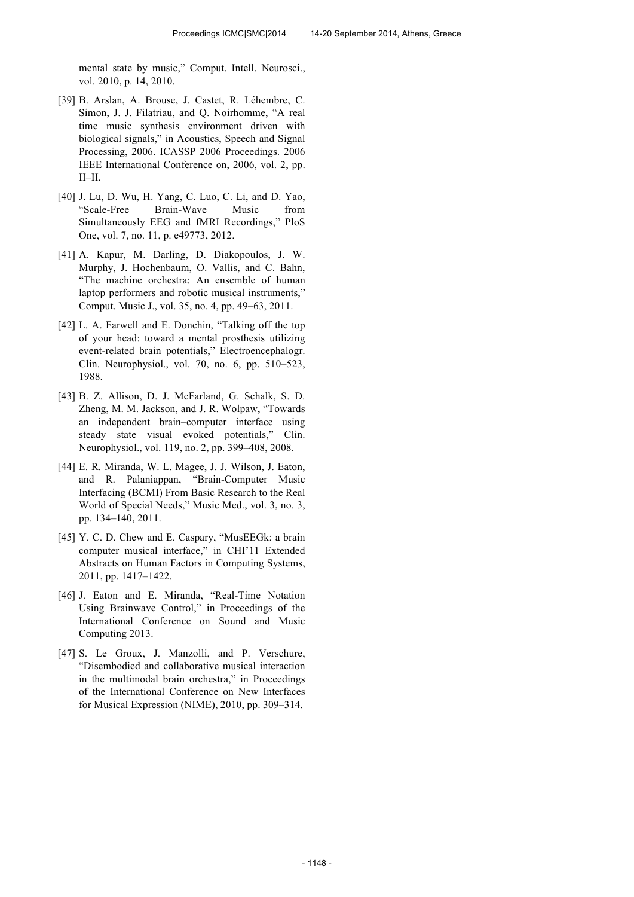mental state by music," Comput. Intell. Neurosci., vol. 2010, p. 14, 2010.

[39] B. Arslan, A. Brouse, J. Castet, R. Léhembre, C. Simon, J. J. Filatriau, and Q. Noirhomme, "A real time music synthesis environment driven with biological signals," in Acoustics, Speech and Signal Processing, 2006. ICASSP 2006 Proceedings. 2006 IEEE International Conference on, 2006, vol. 2, pp. II–II.

[40] J. Lu, D. Wu, H. Yang, C. Luo, C. Li, and D. Yao, "Scale-Free Brain-Wave Music from Simultaneously EEG and fMRI Recordings," PloS One, vol. 7, no. 11, p. e49773, 2012.

[41] A. Kapur, M. Darling, D. Diakopoulos, J. W. Murphy, J. Hochenbaum, O. Vallis, and C. Bahn, "The machine orchestra: An ensemble of human laptop performers and robotic musical instruments," Comput. Music J., vol. 35, no. 4, pp. 49–63, 2011.

[42] L. A. Farwell and E. Donchin, "Talking off the top of your head: toward a mental prosthesis utilizing event-related brain potentials," Electroencephalogr. Clin. Neurophysiol., vol. 70, no. 6, pp. 510–523, 1988.

[43] B. Z. Allison, D. J. McFarland, G. Schalk, S. D. Zheng, M. M. Jackson, and J. R. Wolpaw, "Towards an independent brain–computer interface using steady state visual evoked potentials," Clin. Neurophysiol., vol. 119, no. 2, pp. 399–408, 2008.

[44] E. R. Miranda, W. L. Magee, J. J. Wilson, J. Eaton, and R. Palaniappan, "Brain-Computer Music Interfacing (BCMI) From Basic Research to the Real World of Special Needs," Music Med., vol. 3, no. 3, pp. 134–140, 2011.

[45] Y. C. D. Chew and E. Caspary, "MusEEGk: a brain computer musical interface," in CHI'11 Extended Abstracts on Human Factors in Computing Systems, 2011, pp. 1417–1422.

[46] J. Eaton and E. Miranda, "Real-Time Notation Using Brainwave Control," in Proceedings of the International Conference on Sound and Music Computing 2013.

[47] S. Le Groux, J. Manzolli, and P. Verschure, "Disembodied and collaborative musical interaction in the multimodal brain orchestra," in Proceedings of the International Conference on New Interfaces for Musical Expression (NIME), 2010, pp. 309–314.